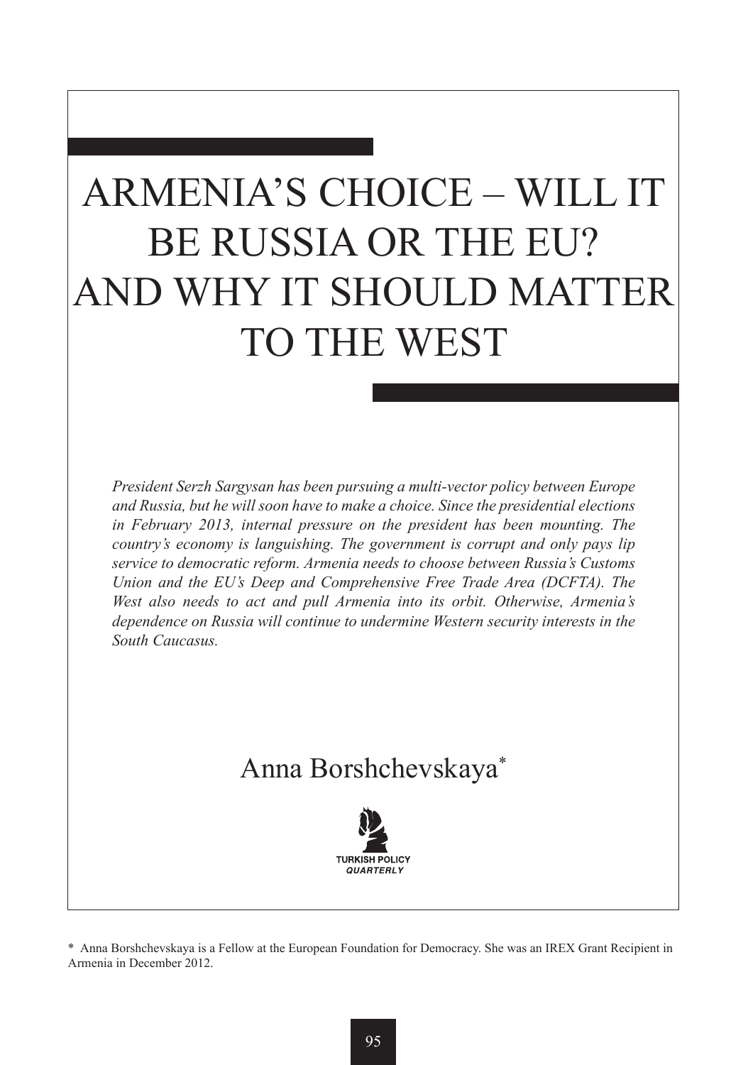# ARMENIA'S CHOICE – WILL IT BE RUSSIA OR THE EU? AND WHY IT SHOULD MATTER TO THE WEST

*President Serzh Sargysan has been pursuing a multi-vector policy between Europe and Russia, but he will soon have to make a choice. Since the presidential elections in February 2013, internal pressure on the president has been mounting. The country's economy is languishing. The government is corrupt and only pays lip service to democratic reform. Armenia needs to choose between Russia's Customs Union and the EU's Deep and Comprehensive Free Trade Area (DCFTA). The West also needs to act and pull Armenia into its orbit. Otherwise, Armenia's dependence on Russia will continue to undermine Western security interests in the South Caucasus.*

## Anna Borshchevskaya*

TURKISH POLICY QUARTERLY

\* Anna Borshchevskaya is a Fellow at the European Foundation for Democracy. She was an IREX Grant Recipient in Armenia in December 2012.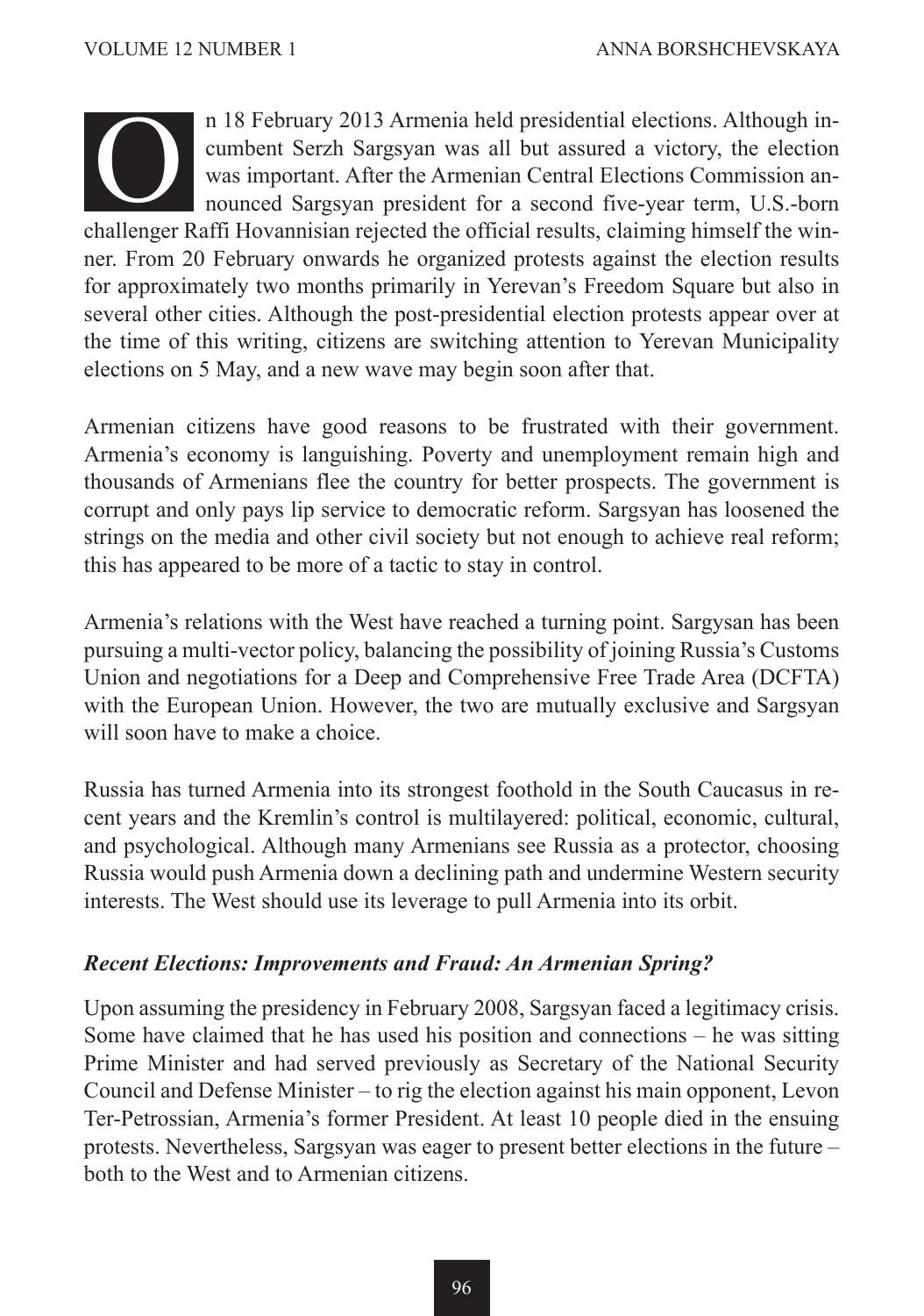On 18 February 2013 Armenia held presidential elections. Although incumbent Serzh Sargsyan was all but assured a victory, the election was important. After the Armenian Central Elections Commission announced Sargsyan president for a second five-year term, U.S.-born challenger Raffi Hovannisian rejected the official results, claiming himself the winner. From 20 February onwards he organized protests against the election results for approximately two months primarily in Yerevan's Freedom Square but also in several other cities. Although the post-presidential election protests appear over at the time of this writing, citizens are switching attention to Yerevan Municipality elections on 5 May, and a new wave may begin soon after that.

Armenian citizens have good reasons to be frustrated with their government. Armenia's economy is languishing. Poverty and unemployment remain high and thousands of Armenians flee the country for better prospects. The government is corrupt and only pays lip service to democratic reform. Sargsyan has loosened the strings on the media and other civil society but not enough to achieve real reform; this has appeared to be more of a tactic to stay in control.

Armenia's relations with the West have reached a turning point. Sargysan has been pursuing a multi-vector policy, balancing the possibility of joining Russia's Customs Union and negotiations for a Deep and Comprehensive Free Trade Area (DCFTA) with the European Union. However, the two are mutually exclusive and Sargsyan will soon have to make a choice.

Russia has turned Armenia into its strongest foothold in the South Caucasus in recent years and the Kremlin's control is multilayered: political, economic, cultural, and psychological. Although many Armenians see Russia as a protector, choosing Russia would push Armenia down a declining path and undermine Western security interests. The West should use its leverage to pull Armenia into its orbit.

### *Recent Elections: Improvements and Fraud: An Armenian Spring?*

Upon assuming the presidency in February 2008, Sargsyan faced a legitimacy crisis. Some have claimed that he has used his position and connections – he was sitting Prime Minister and had served previously as Secretary of the National Security Council and Defense Minister – to rig the election against his main opponent, Levon Ter-Petrossian, Armenia's former President. At least 10 people died in the ensuing protests. Nevertheless, Sargsyan was eager to present better elections in the future – both to the West and to Armenian citizens.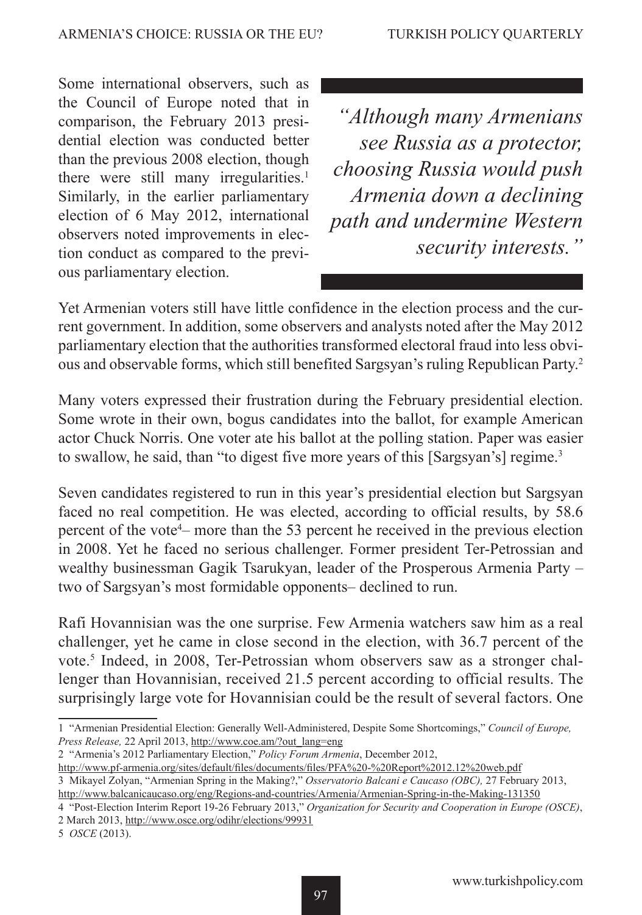Some international observers, such as the Council of Europe noted that in comparison, the February 2013 presidential election was conducted better than the previous 2008 election, though there were still many irregularities.[1] Similarly, in the earlier parliamentary election of 6 May 2012, international observers noted improvements in election conduct as compared to the previous parliamentary election.

> *"Although many Armenians see Russia as a protector, choosing Russia would push Armenia down a declining path and undermine Western security interests."*

Yet Armenian voters still have little confidence in the election process and the current government. In addition, some observers and analysts noted after the May 2012 parliamentary election that the authorities transformed electoral fraud into less obvious and observable forms, which still benefited Sargsyan's ruling Republican Party.[2]

Many voters expressed their frustration during the February presidential election. Some wrote in their own, bogus candidates into the ballot, for example American actor Chuck Norris. One voter ate his ballot at the polling station. Paper was easier to swallow, he said, than "to digest five more years of this [Sargsyan's] regime.[3]

Seven candidates registered to run in this year's presidential election but Sargsyan faced no real competition. He was elected, according to official results, by 58.6 percent of the vote[4]– more than the 53 percent he received in the previous election in 2008. Yet he faced no serious challenger. Former president Ter-Petrossian and wealthy businessman Gagik Tsarukyan, leader of the Prosperous Armenia Party – two of Sargsyan's most formidable opponents– declined to run.

Rafi Hovannisian was the one surprise. Few Armenia watchers saw him as a real challenger, yet he came in close second in the election, with 36.7 percent of the vote.[5] Indeed, in 2008, Ter-Petrossian whom observers saw as a stronger challenger than Hovannisian, received 21.5 percent according to official results. The surprisingly large vote for Hovannisian could be the result of several factors. One

---

1 "Armenian Presidential Election: Generally Well-Administered, Despite Some Shortcomings," *Council of Europe, Press Release,* 22 April 2013, http://www.coe.am/?out_lang=eng

2 "Armenia's 2012 Parliamentary Election," *Policy Forum Armenia*, December 2012, http://www.pf-armenia.org/sites/default/files/documents/files/PFA%20-%20Report%2012.12%20web.pdf

3 Mikayel Zolyan, "Armenian Spring in the Making?," *Osservatorio Balcani e Caucaso (OBC),* 27 February 2013, http://www.balcanicaucaso.org/eng/Regions-and-countries/Armenia/Armenian-Spring-in-the-Making-131350

4 "Post-Election Interim Report 19-26 February 2013," *Organization for Security and Cooperation in Europe (OSCE)*, 2 March 2013, http://www.osce.org/odihr/elections/99931

5 *OSCE* (2013).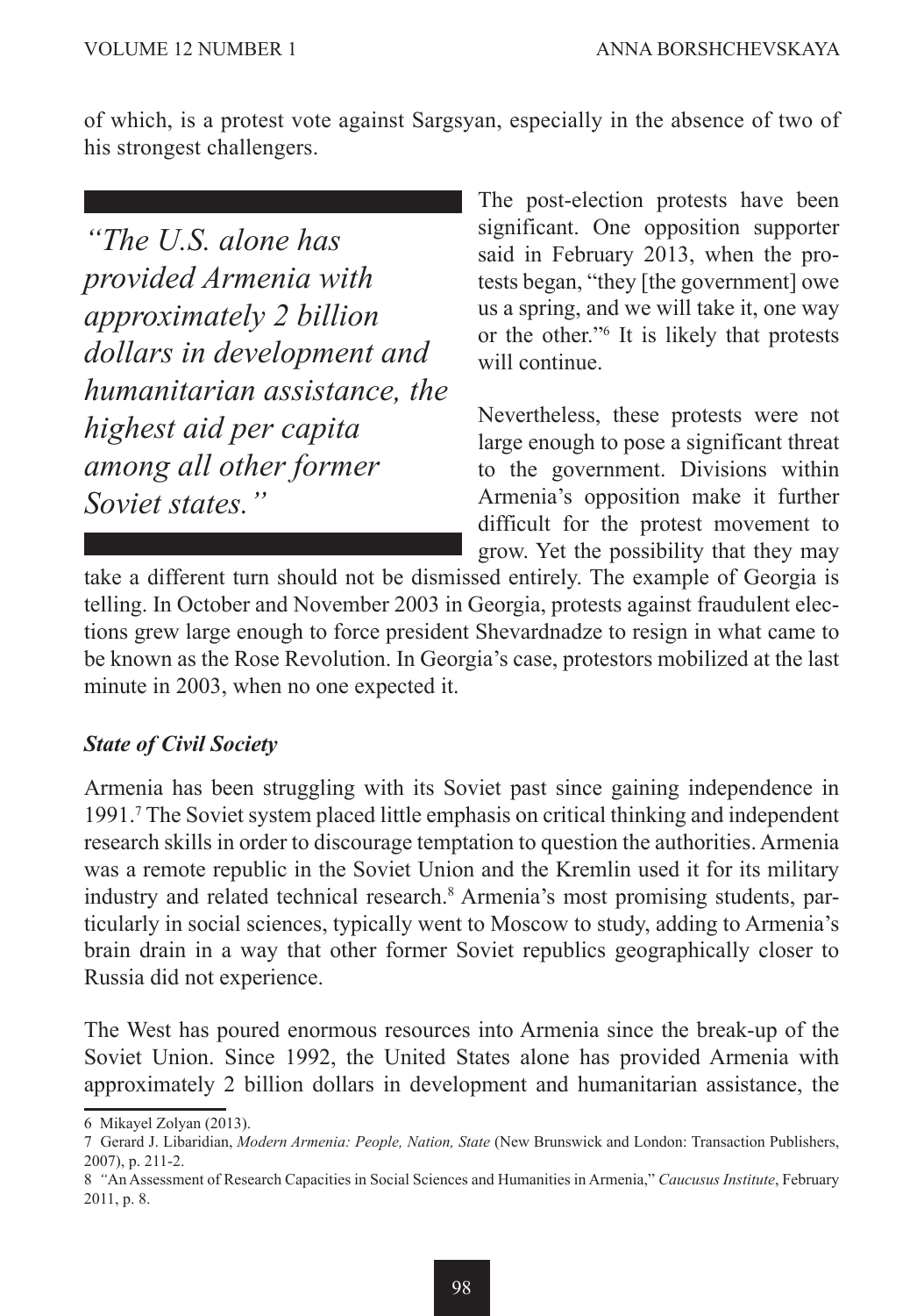of which, is a protest vote against Sargsyan, especially in the absence of two of his strongest challengers.

> *"The U.S. alone has provided Armenia with approximately 2 billion dollars in development and humanitarian assistance, the highest aid per capita among all other former Soviet states."*

The post-election protests have been significant. One opposition supporter said in February 2013, when the protests began, "they [the government] owe us a spring, and we will take it, one way or the other."[6] It is likely that protests will continue.

Nevertheless, these protests were not large enough to pose a significant threat to the government. Divisions within Armenia's opposition make it further difficult for the protest movement to grow. Yet the possibility that they may take a different turn should not be dismissed entirely. The example of Georgia is telling. In October and November 2003 in Georgia, protests against fraudulent elections grew large enough to force president Shevardnadze to resign in what came to be known as the Rose Revolution. In Georgia's case, protestors mobilized at the last minute in 2003, when no one expected it.

### *State of Civil Society*

Armenia has been struggling with its Soviet past since gaining independence in 1991.[7] The Soviet system placed little emphasis on critical thinking and independent research skills in order to discourage temptation to question the authorities. Armenia was a remote republic in the Soviet Union and the Kremlin used it for its military industry and related technical research.[8] Armenia's most promising students, particularly in social sciences, typically went to Moscow to study, adding to Armenia's brain drain in a way that other former Soviet republics geographically closer to Russia did not experience.

The West has poured enormous resources into Armenia since the break-up of the Soviet Union. Since 1992, the United States alone has provided Armenia with approximately 2 billion dollars in development and humanitarian assistance, the

6 Mikayel Zolyan (2013).

7 Gerard J. Libaridian, *Modern Armenia: People, Nation, State* (New Brunswick and London: Transaction Publishers, 2007), p. 211-2.

8 "An Assessment of Research Capacities in Social Sciences and Humanities in Armenia," *Caucusus Institute*, February 2011, p. 8.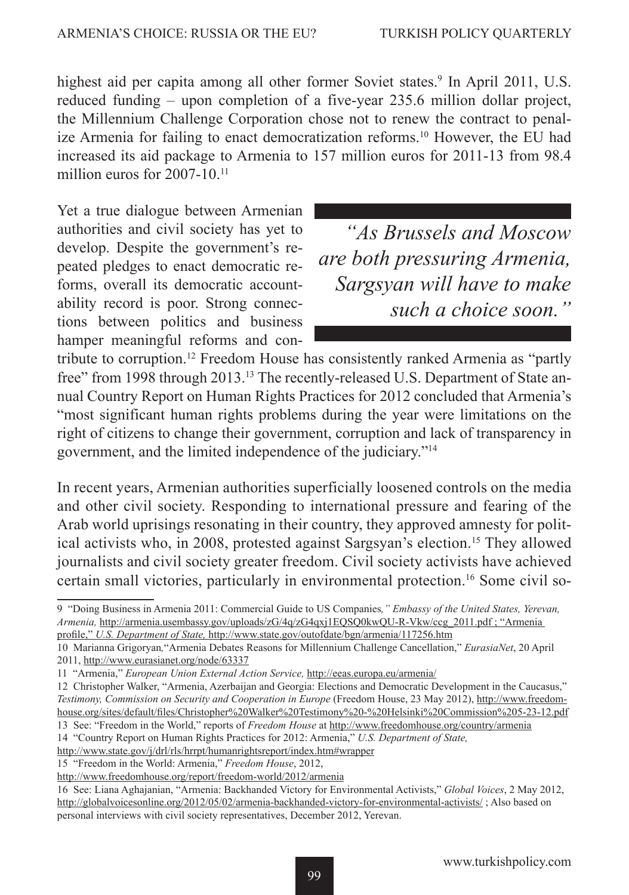highest aid per capita among all other former Soviet states.[9] In April 2011, U.S. reduced funding – upon completion of a five-year 235.6 million dollar project, the Millennium Challenge Corporation chose not to renew the contract to penalize Armenia for failing to enact democratization reforms.[10] However, the EU had increased its aid package to Armenia to 157 million euros for 2011-13 from 98.4 million euros for 2007-10.[11]

Yet a true dialogue between Armenian authorities and civil society has yet to develop. Despite the government's repeated pledges to enact democratic reforms, overall its democratic accountability record is poor. Strong connections between politics and business hamper meaningful reforms and contribute to corruption.[12] Freedom House has consistently ranked Armenia as "partly free" from 1998 through 2013.[13] The recently-released U.S. Department of State annual Country Report on Human Rights Practices for 2012 concluded that Armenia's "most significant human rights problems during the year were limitations on the right of citizens to change their government, corruption and lack of transparency in government, and the limited independence of the judiciary."[14]

> *"As Brussels and Moscow are both pressuring Armenia, Sargsyan will have to make such a choice soon."*

In recent years, Armenian authorities superficially loosened controls on the media and other civil society. Responding to international pressure and fearing of the Arab world uprisings resonating in their country, they approved amnesty for political activists who, in 2008, protested against Sargsyan's election.[15] They allowed journalists and civil society greater freedom. Civil society activists have achieved certain small victories, particularly in environmental protection.[16] Some civil so-

---

9 "Doing Business in Armenia 2011: Commercial Guide to US Companies*," Embassy of the United States, Yerevan, Armenia,* http://armenia.usembassy.gov/uploads/zG/4q/zG4qxj1EQSQ0kwQU-R-Vkw/ccg_2011.pdf ; "Armenia profile," *U.S. Department of State,* http://www.state.gov/outofdate/bgn/armenia/117256.htm

10 Marianna Grigoryan,"Armenia Debates Reasons for Millennium Challenge Cancellation," *EurasiaNet*, 20 April 2011, http://www.eurasianet.org/node/63337

11 "Armenia," *European Union External Action Service,* http://eeas.europa.eu/armenia/

12 Christopher Walker, "Armenia, Azerbaijan and Georgia: Elections and Democratic Development in the Caucasus," *Testimony, Commission on Security and Cooperation in Europe* (Freedom House, 23 May 2012), http://www.freedomhouse.org/sites/default/files/Christopher%20Walker%20Testimony%20-%20Helsinki%20Commission%205-23-12.pdf

13 See: "Freedom in the World," reports of *Freedom House* at http://www.freedomhouse.org/country/armenia

14 "Country Report on Human Rights Practices for 2012: Armenia," *U.S. Department of State,* http://www.state.gov/j/drl/rls/hrrpt/humanrightsreport/index.htm#wrapper

15 "Freedom in the World: Armenia," *Freedom House*, 2012, http://www.freedomhouse.org/report/freedom-world/2012/armenia

16 See: Liana Aghajanian, "Armenia: Backhanded Victory for Environmental Activists," *Global Voices*, 2 May 2012, http://globalvoicesonline.org/2012/05/02/armenia-backhanded-victory-for-environmental-activists/ ; Also based on personal interviews with civil society representatives, December 2012, Yerevan.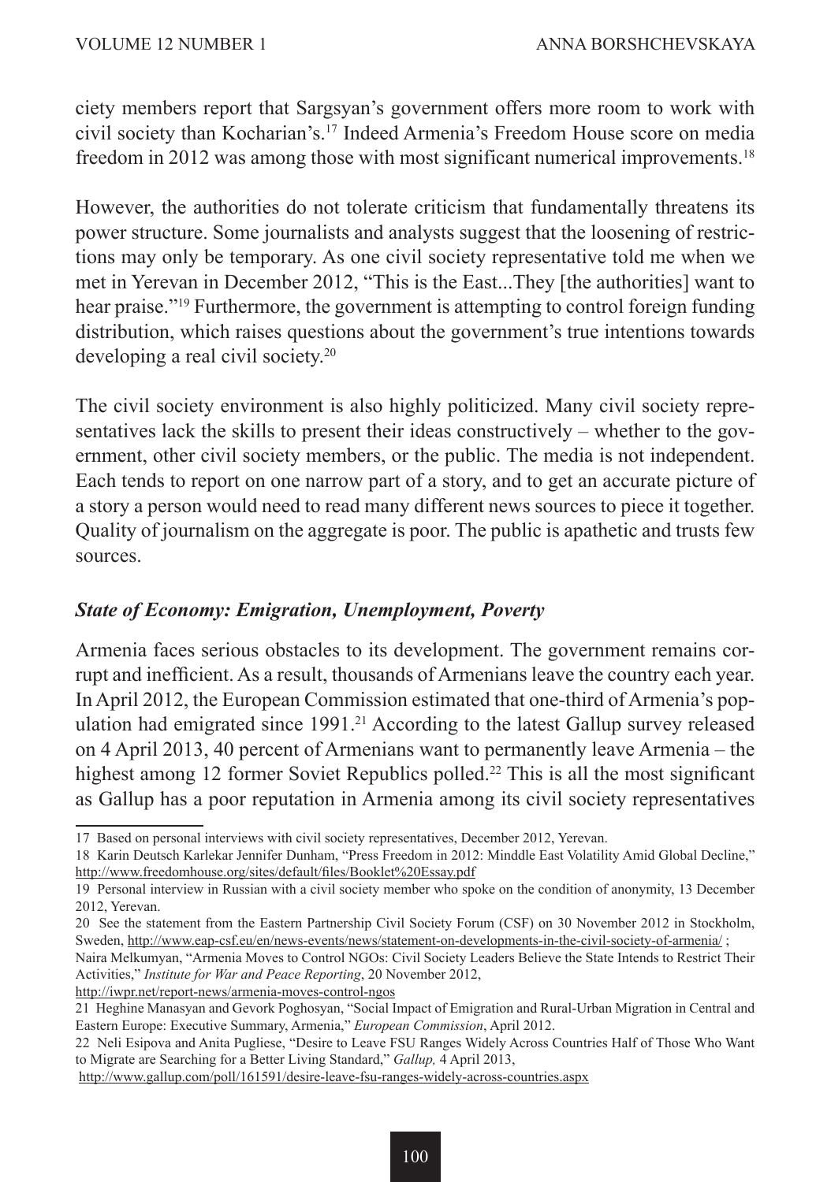ciety members report that Sargsyan's government offers more room to work with civil society than Kocharian's.[17] Indeed Armenia's Freedom House score on media freedom in 2012 was among those with most significant numerical improvements.[18]

However, the authorities do not tolerate criticism that fundamentally threatens its power structure. Some journalists and analysts suggest that the loosening of restrictions may only be temporary. As one civil society representative told me when we met in Yerevan in December 2012, "This is the East...They [the authorities] want to hear praise."[19] Furthermore, the government is attempting to control foreign funding distribution, which raises questions about the government's true intentions towards developing a real civil society.[20]

The civil society environment is also highly politicized. Many civil society representatives lack the skills to present their ideas constructively – whether to the government, other civil society members, or the public. The media is not independent. Each tends to report on one narrow part of a story, and to get an accurate picture of a story a person would need to read many different news sources to piece it together. Quality of journalism on the aggregate is poor. The public is apathetic and trusts few sources.

### *State of Economy: Emigration, Unemployment, Poverty*

Armenia faces serious obstacles to its development. The government remains corrupt and inefficient. As a result, thousands of Armenians leave the country each year. In April 2012, the European Commission estimated that one-third of Armenia's population had emigrated since 1991.[21] According to the latest Gallup survey released on 4 April 2013, 40 percent of Armenians want to permanently leave Armenia – the highest among 12 former Soviet Republics polled.[22] This is all the most significant as Gallup has a poor reputation in Armenia among its civil society representatives

---

17 Based on personal interviews with civil society representatives, December 2012, Yerevan.

18 Karin Deutsch Karlekar Jennifer Dunham, "Press Freedom in 2012: Minddle East Volatility Amid Global Decline," http://www.freedomhouse.org/sites/default/files/Booklet%20Essay.pdf

19 Personal interview in Russian with a civil society member who spoke on the condition of anonymity, 13 December 2012, Yerevan.

20 See the statement from the Eastern Partnership Civil Society Forum (CSF) on 30 November 2012 in Stockholm, Sweden, http://www.eap-csf.eu/en/news-events/news/statement-on-developments-in-the-civil-society-of-armenia/ ; Naira Melkumyan, "Armenia Moves to Control NGOs: Civil Society Leaders Believe the State Intends to Restrict Their Activities," *Institute for War and Peace Reporting*, 20 November 2012, http://iwpr.net/report-news/armenia-moves-control-ngos

21 Heghine Manasyan and Gevork Poghosyan, "Social Impact of Emigration and Rural-Urban Migration in Central and Eastern Europe: Executive Summary, Armenia," *European Commission*, April 2012.

22 Neli Esipova and Anita Pugliese, "Desire to Leave FSU Ranges Widely Across Countries Half of Those Who Want to Migrate are Searching for a Better Living Standard," *Gallup,* 4 April 2013, http://www.gallup.com/poll/161591/desire-leave-fsu-ranges-widely-across-countries.aspx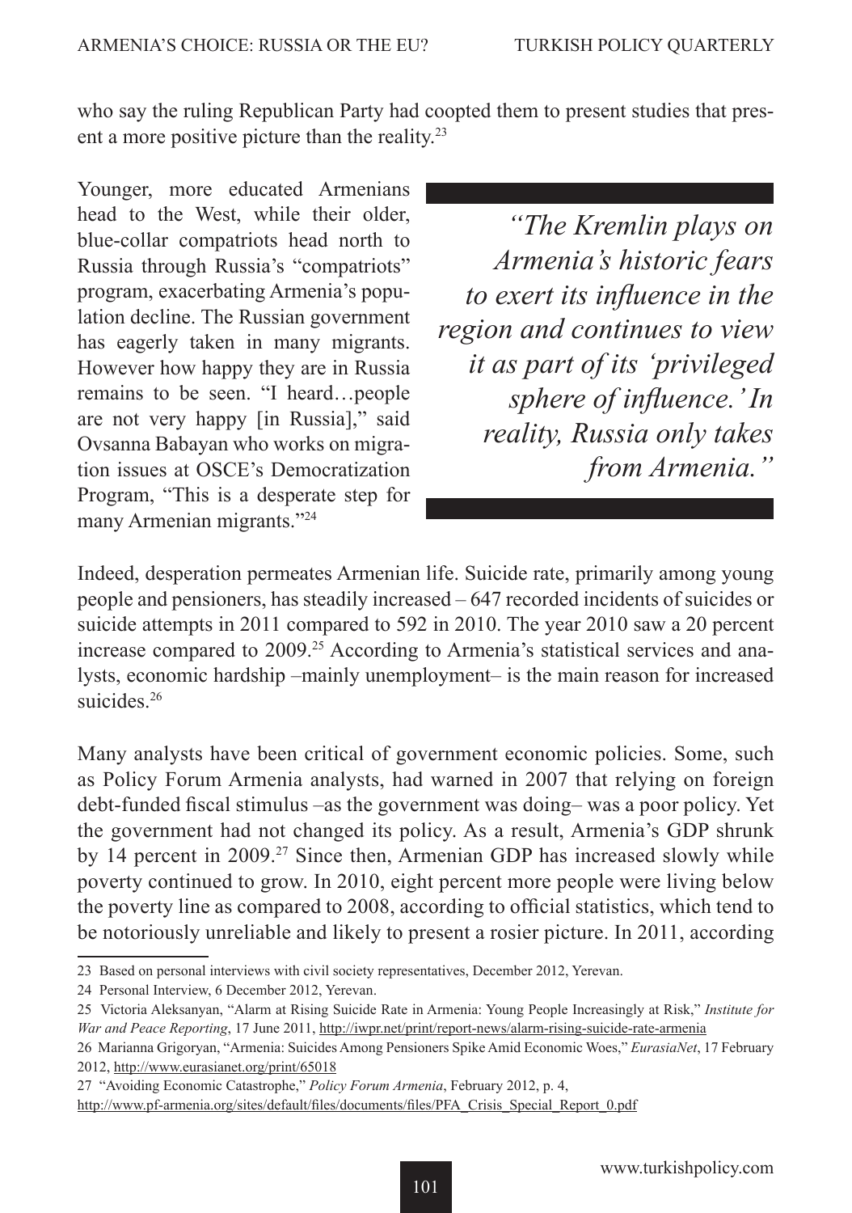who say the ruling Republican Party had coopted them to present studies that present a more positive picture than the reality.[23]

Younger, more educated Armenians head to the West, while their older, blue-collar compatriots head north to Russia through Russia's "compatriots" program, exacerbating Armenia's population decline. The Russian government has eagerly taken in many migrants. However how happy they are in Russia remains to be seen. "I heard…people are not very happy [in Russia]," said Ovsanna Babayan who works on migration issues at OSCE's Democratization Program, "This is a desperate step for many Armenian migrants."[24]

> *"The Kremlin plays on Armenia's historic fears to exert its influence in the region and continues to view it as part of its 'privileged sphere of influence.' In reality, Russia only takes from Armenia."*

Indeed, desperation permeates Armenian life. Suicide rate, primarily among young people and pensioners, has steadily increased – 647 recorded incidents of suicides or suicide attempts in 2011 compared to 592 in 2010. The year 2010 saw a 20 percent increase compared to 2009.[25] According to Armenia's statistical services and analysts, economic hardship –mainly unemployment– is the main reason for increased suicides.[26]

Many analysts have been critical of government economic policies. Some, such as Policy Forum Armenia analysts, had warned in 2007 that relying on foreign debt-funded fiscal stimulus –as the government was doing– was a poor policy. Yet the government had not changed its policy. As a result, Armenia's GDP shrunk by 14 percent in 2009.[27] Since then, Armenian GDP has increased slowly while poverty continued to grow. In 2010, eight percent more people were living below the poverty line as compared to 2008, according to official statistics, which tend to be notoriously unreliable and likely to present a rosier picture. In 2011, according

---

23 Based on personal interviews with civil society representatives, December 2012, Yerevan.

24 Personal Interview, 6 December 2012, Yerevan.

25 Victoria Aleksanyan, "Alarm at Rising Suicide Rate in Armenia: Young People Increasingly at Risk," *Institute for War and Peace Reporting*, 17 June 2011, http://iwpr.net/print/report-news/alarm-rising-suicide-rate-armenia

26 Marianna Grigoryan, "Armenia: Suicides Among Pensioners Spike Amid Economic Woes," *EurasiaNet*, 17 February 2012, http://www.eurasianet.org/print/65018

27 "Avoiding Economic Catastrophe," *Policy Forum Armenia*, February 2012, p. 4, http://www.pf-armenia.org/sites/default/files/documents/files/PFA_Crisis_Special_Report_0.pdf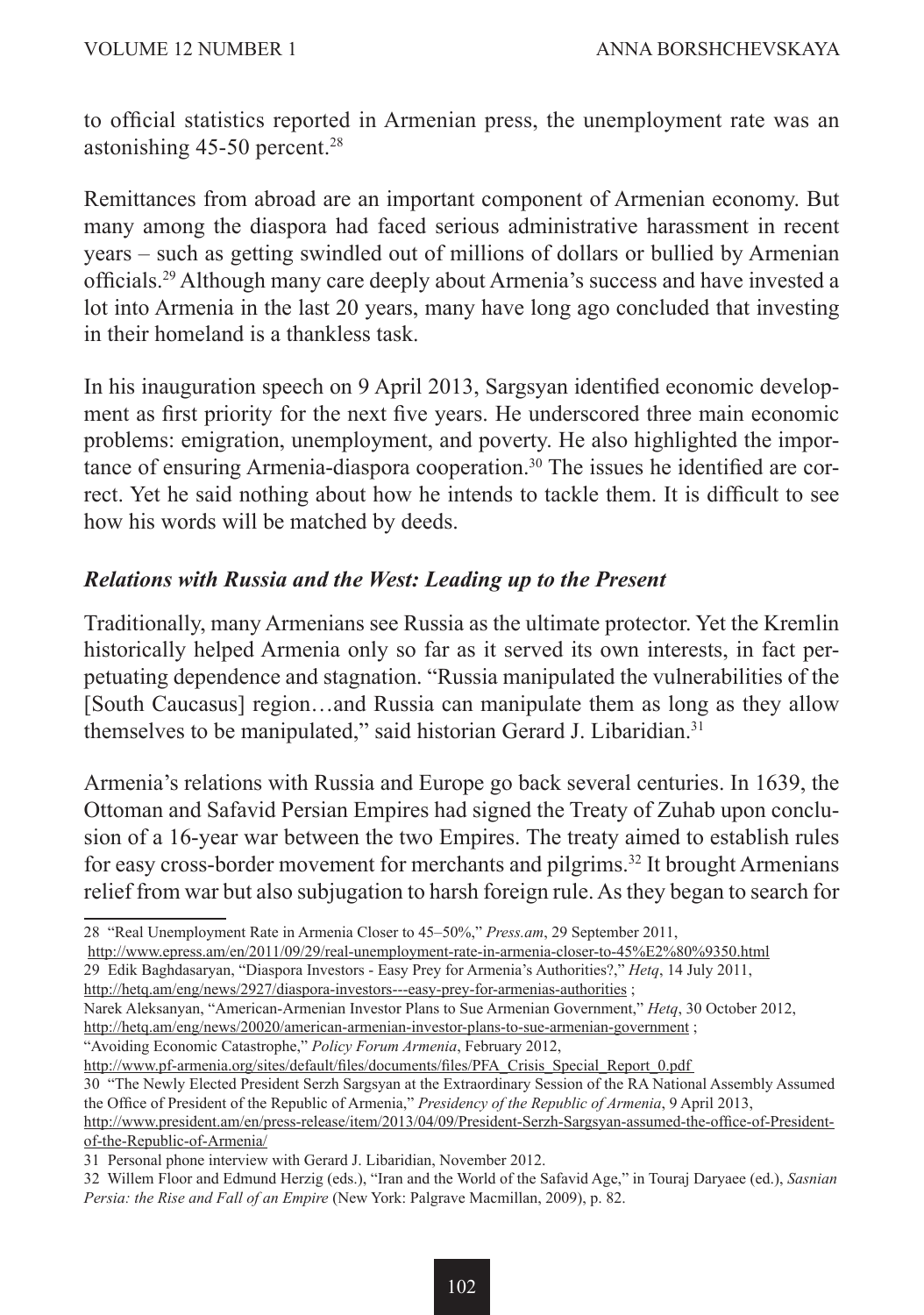to official statistics reported in Armenian press, the unemployment rate was an astonishing 45-50 percent.[28]

Remittances from abroad are an important component of Armenian economy. But many among the diaspora had faced serious administrative harassment in recent years – such as getting swindled out of millions of dollars or bullied by Armenian officials.[29] Although many care deeply about Armenia's success and have invested a lot into Armenia in the last 20 years, many have long ago concluded that investing in their homeland is a thankless task.

In his inauguration speech on 9 April 2013, Sargsyan identified economic development as first priority for the next five years. He underscored three main economic problems: emigration, unemployment, and poverty. He also highlighted the importance of ensuring Armenia-diaspora cooperation.[30] The issues he identified are correct. Yet he said nothing about how he intends to tackle them. It is difficult to see how his words will be matched by deeds.

### *Relations with Russia and the West: Leading up to the Present*

Traditionally, many Armenians see Russia as the ultimate protector. Yet the Kremlin historically helped Armenia only so far as it served its own interests, in fact perpetuating dependence and stagnation. "Russia manipulated the vulnerabilities of the [South Caucasus] region…and Russia can manipulate them as long as they allow themselves to be manipulated," said historian Gerard J. Libaridian.[31]

Armenia's relations with Russia and Europe go back several centuries. In 1639, the Ottoman and Safavid Persian Empires had signed the Treaty of Zuhab upon conclusion of a 16-year war between the two Empires. The treaty aimed to establish rules for easy cross-border movement for merchants and pilgrims.[32] It brought Armenians relief from war but also subjugation to harsh foreign rule. As they began to search for

---

28 "Real Unemployment Rate in Armenia Closer to 45–50%," *Press.am*, 29 September 2011, http://www.epress.am/en/2011/09/29/real-unemployment-rate-in-armenia-closer-to-45%E2%80%9350.html

29 Edik Baghdasaryan, "Diaspora Investors - Easy Prey for Armenia's Authorities?," *Hetq*, 14 July 2011, http://hetq.am/eng/news/2927/diaspora-investors---easy-prey-for-armenias-authorities ;
Narek Aleksanyan, "American-Armenian Investor Plans to Sue Armenian Government," *Hetq*, 30 October 2012, http://hetq.am/eng/news/20020/american-armenian-investor-plans-to-sue-armenian-government ;
"Avoiding Economic Catastrophe," *Policy Forum Armenia*, February 2012, http://www.pf-armenia.org/sites/default/files/documents/files/PFA_Crisis_Special_Report_0.pdf

30 "The Newly Elected President Serzh Sargsyan at the Extraordinary Session of the RA National Assembly Assumed the Office of President of the Republic of Armenia," *Presidency of the Republic of Armenia*, 9 April 2013, http://www.president.am/en/press-release/item/2013/04/09/President-Serzh-Sargsyan-assumed-the-office-of-President-of-the-Republic-of-Armenia/

31 Personal phone interview with Gerard J. Libaridian, November 2012.

32 Willem Floor and Edmund Herzig (eds.), "Iran and the World of the Safavid Age," in Touraj Daryaee (ed.), *Sasnian Persia: the Rise and Fall of an Empire* (New York: Palgrave Macmillan, 2009), p. 82.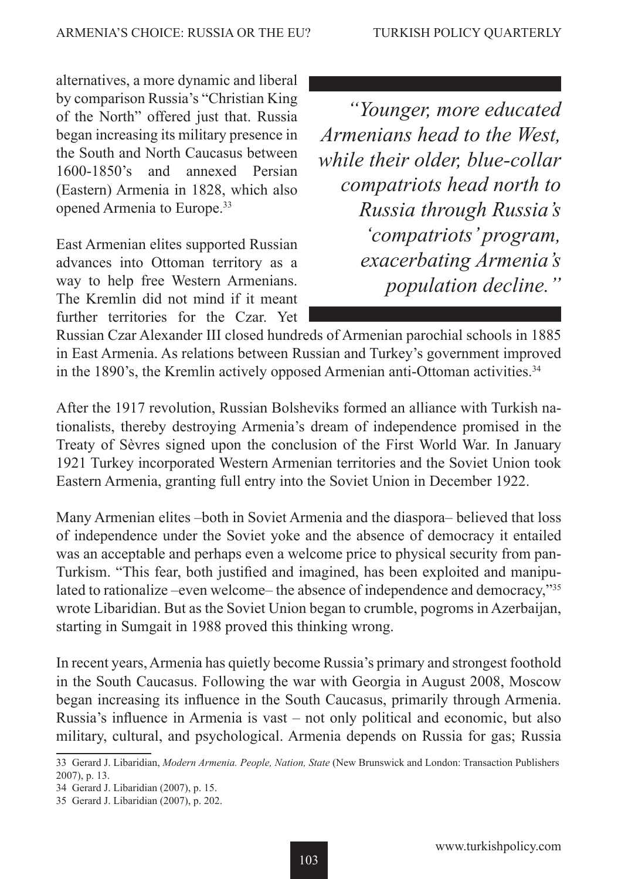alternatives, a more dynamic and liberal by comparison Russia's "Christian King of the North" offered just that. Russia began increasing its military presence in the South and North Caucasus between 1600-1850's and annexed Persian (Eastern) Armenia in 1828, which also opened Armenia to Europe.[33]

> *"Younger, more educated Armenians head to the West, while their older, blue-collar compatriots head north to Russia through Russia's 'compatriots' program, exacerbating Armenia's population decline."*

East Armenian elites supported Russian advances into Ottoman territory as a way to help free Western Armenians. The Kremlin did not mind if it meant further territories for the Czar. Yet Russian Czar Alexander III closed hundreds of Armenian parochial schools in 1885 in East Armenia. As relations between Russian and Turkey's government improved in the 1890's, the Kremlin actively opposed Armenian anti-Ottoman activities.[34]

After the 1917 revolution, Russian Bolsheviks formed an alliance with Turkish nationalists, thereby destroying Armenia's dream of independence promised in the Treaty of Sèvres signed upon the conclusion of the First World War. In January 1921 Turkey incorporated Western Armenian territories and the Soviet Union took Eastern Armenia, granting full entry into the Soviet Union in December 1922.

Many Armenian elites –both in Soviet Armenia and the diaspora– believed that loss of independence under the Soviet yoke and the absence of democracy it entailed was an acceptable and perhaps even a welcome price to physical security from pan-Turkism. "This fear, both justified and imagined, has been exploited and manipulated to rationalize –even welcome– the absence of independence and democracy,"[35] wrote Libaridian. But as the Soviet Union began to crumble, pogroms in Azerbaijan, starting in Sumgait in 1988 proved this thinking wrong.

In recent years, Armenia has quietly become Russia's primary and strongest foothold in the South Caucasus. Following the war with Georgia in August 2008, Moscow began increasing its influence in the South Caucasus, primarily through Armenia. Russia's influence in Armenia is vast – not only political and economic, but also military, cultural, and psychological. Armenia depends on Russia for gas; Russia

---

33 Gerard J. Libaridian, *Modern Armenia. People, Nation, State* (New Brunswick and London: Transaction Publishers 2007), p. 13.

34 Gerard J. Libaridian (2007), p. 15.

35 Gerard J. Libaridian (2007), p. 202.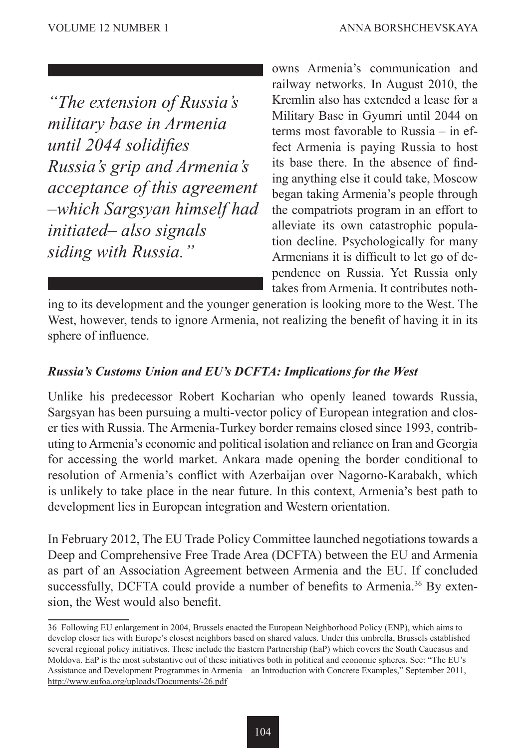> *"The extension of Russia's military base in Armenia until 2044 solidifies Russia's grip and Armenia's acceptance of this agreement –which Sargsyan himself had initiated– also signals siding with Russia."*

owns Armenia's communication and railway networks. In August 2010, the Kremlin also has extended a lease for a Military Base in Gyumri until 2044 on terms most favorable to Russia – in effect Armenia is paying Russia to host its base there. In the absence of finding anything else it could take, Moscow began taking Armenia's people through the compatriots program in an effort to alleviate its own catastrophic population decline. Psychologically for many Armenians it is difficult to let go of dependence on Russia. Yet Russia only takes from Armenia. It contributes nothing to its development and the younger generation is looking more to the West. The West, however, tends to ignore Armenia, not realizing the benefit of having it in its sphere of influence.

### *Russia's Customs Union and EU's DCFTA: Implications for the West*

Unlike his predecessor Robert Kocharian who openly leaned towards Russia, Sargsyan has been pursuing a multi-vector policy of European integration and closer ties with Russia. The Armenia-Turkey border remains closed since 1993, contributing to Armenia's economic and political isolation and reliance on Iran and Georgia for accessing the world market. Ankara made opening the border conditional to resolution of Armenia's conflict with Azerbaijan over Nagorno-Karabakh, which is unlikely to take place in the near future. In this context, Armenia's best path to development lies in European integration and Western orientation.

In February 2012, The EU Trade Policy Committee launched negotiations towards a Deep and Comprehensive Free Trade Area (DCFTA) between the EU and Armenia as part of an Association Agreement between Armenia and the EU. If concluded successfully, DCFTA could provide a number of benefits to Armenia.[36] By extension, the West would also benefit.

---

36 Following EU enlargement in 2004, Brussels enacted the European Neighborhood Policy (ENP), which aims to develop closer ties with Europe's closest neighbors based on shared values. Under this umbrella, Brussels established several regional policy initiatives. These include the Eastern Partnership (EaP) which covers the South Caucasus and Moldova. EaP is the most substantive out of these initiatives both in political and economic spheres. See: "The EU's Assistance and Development Programmes in Armenia – an Introduction with Concrete Examples," September 2011, http://www.eufoa.org/uploads/Documents/-26.pdf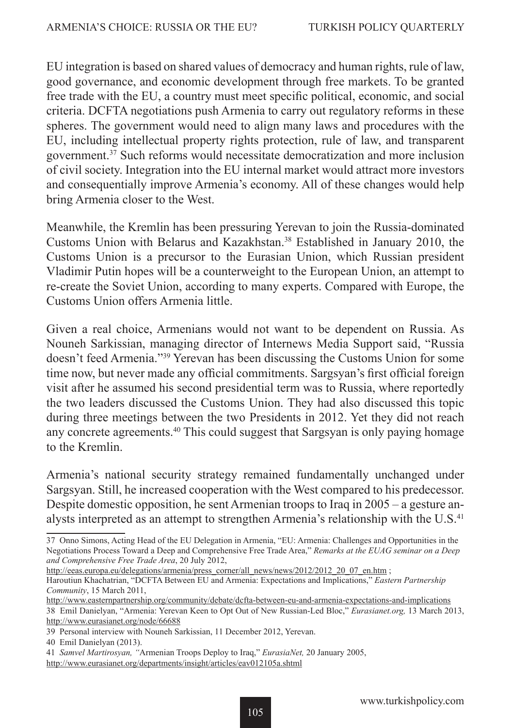EU integration is based on shared values of democracy and human rights, rule of law, good governance, and economic development through free markets. To be granted free trade with the EU, a country must meet specific political, economic, and social criteria. DCFTA negotiations push Armenia to carry out regulatory reforms in these spheres. The government would need to align many laws and procedures with the EU, including intellectual property rights protection, rule of law, and transparent government.[37] Such reforms would necessitate democratization and more inclusion of civil society. Integration into the EU internal market would attract more investors and consequentially improve Armenia's economy. All of these changes would help bring Armenia closer to the West.

Meanwhile, the Kremlin has been pressuring Yerevan to join the Russia-dominated Customs Union with Belarus and Kazakhstan.[38] Established in January 2010, the Customs Union is a precursor to the Eurasian Union, which Russian president Vladimir Putin hopes will be a counterweight to the European Union, an attempt to re-create the Soviet Union, according to many experts. Compared with Europe, the Customs Union offers Armenia little.

Given a real choice, Armenians would not want to be dependent on Russia. As Nouneh Sarkissian, managing director of Internews Media Support said, "Russia doesn't feed Armenia."[39] Yerevan has been discussing the Customs Union for some time now, but never made any official commitments. Sargsyan's first official foreign visit after he assumed his second presidential term was to Russia, where reportedly the two leaders discussed the Customs Union. They had also discussed this topic during three meetings between the two Presidents in 2012. Yet they did not reach any concrete agreements.[40] This could suggest that Sargsyan is only paying homage to the Kremlin.

Armenia's national security strategy remained fundamentally unchanged under Sargsyan. Still, he increased cooperation with the West compared to his predecessor. Despite domestic opposition, he sent Armenian troops to Iraq in 2005 – a gesture analysts interpreted as an attempt to strengthen Armenia's relationship with the U.S.[41]

---

37 Onno Simons, Acting Head of the EU Delegation in Armenia, "EU: Armenia: Challenges and Opportunities in the Negotiations Process Toward a Deep and Comprehensive Free Trade Area," *Remarks at the EUAG seminar on a Deep and Comprehensive Free Trade Area*, 20 July 2012, http://eeas.europa.eu/delegations/armenia/press_corner/all_news/news/2012/2012_20_07_en.htm ; Haroutiun Khachatrian, "DCFTA Between EU and Armenia: Expectations and Implications," *Eastern Partnership Community*, 15 March 2011, http://www.easternpartnership.org/community/debate/dcfta-between-eu-and-armenia-expectations-and-implications

38 Emil Danielyan, "Armenia: Yerevan Keen to Opt Out of New Russian-Led Bloc," *Eurasianet.org,* 13 March 2013, http://www.eurasianet.org/node/66688

39 Personal interview with Nouneh Sarkissian, 11 December 2012, Yerevan.

40 Emil Danielyan (2013).

41 *Samvel Martirosyan, "*Armenian Troops Deploy to Iraq," *EurasiaNet,* 20 January 2005, http://www.eurasianet.org/departments/insight/articles/eav012105a.shtml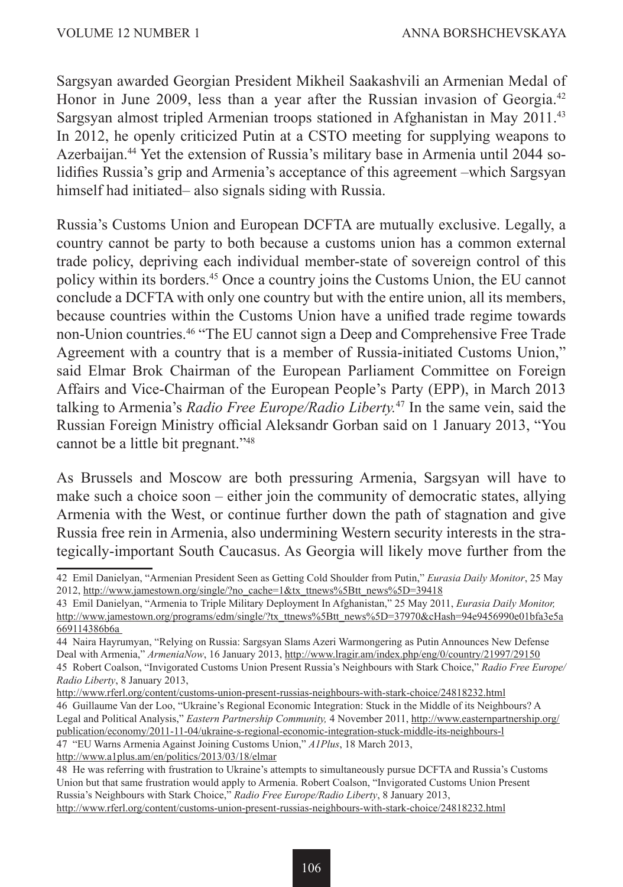Sargsyan awarded Georgian President Mikheil Saakashvili an Armenian Medal of Honor in June 2009, less than a year after the Russian invasion of Georgia.[42] Sargsyan almost tripled Armenian troops stationed in Afghanistan in May 2011.[43] In 2012, he openly criticized Putin at a CSTO meeting for supplying weapons to Azerbaijan.[44] Yet the extension of Russia's military base in Armenia until 2044 solidifies Russia's grip and Armenia's acceptance of this agreement –which Sargsyan himself had initiated– also signals siding with Russia.

Russia's Customs Union and European DCFTA are mutually exclusive. Legally, a country cannot be party to both because a customs union has a common external trade policy, depriving each individual member-state of sovereign control of this policy within its borders.[45] Once a country joins the Customs Union, the EU cannot conclude a DCFTA with only one country but with the entire union, all its members, because countries within the Customs Union have a unified trade regime towards non-Union countries.[46] "The EU cannot sign a Deep and Comprehensive Free Trade Agreement with a country that is a member of Russia-initiated Customs Union," said Elmar Brok Chairman of the European Parliament Committee on Foreign Affairs and Vice-Chairman of the European People's Party (EPP), in March 2013 talking to Armenia's *Radio Free Europe/Radio Liberty.*[47] In the same vein, said the Russian Foreign Ministry official Aleksandr Gorban said on 1 January 2013, "You cannot be a little bit pregnant."[48]

As Brussels and Moscow are both pressuring Armenia, Sargsyan will have to make such a choice soon – either join the community of democratic states, allying Armenia with the West, or continue further down the path of stagnation and give Russia free rein in Armenia, also undermining Western security interests in the strategically-important South Caucasus. As Georgia will likely move further from the

---

42 Emil Danielyan, "Armenian President Seen as Getting Cold Shoulder from Putin," *Eurasia Daily Monitor*, 25 May 2012, http://www.jamestown.org/single/?no_cache=1&tx_ttnews%5Btt_news%5D=39418

43 Emil Danielyan, "Armenia to Triple Military Deployment In Afghanistan," 25 May 2011, *Eurasia Daily Monitor,* http://www.jamestown.org/programs/edm/single/?tx_ttnews%5Btt_news%5D=37970&cHash=94e9456990e01bfa3e5a669114386b6a

44 Naira Hayrumyan, "Relying on Russia: Sargsyan Slams Azeri Warmongering as Putin Announces New Defense Deal with Armenia," *ArmeniaNow*, 16 January 2013, http://www.lragir.am/index.php/eng/0/country/21997/29150

45 Robert Coalson, "Invigorated Customs Union Present Russia's Neighbours with Stark Choice," *Radio Free Europe/Radio Liberty*, 8 January 2013, http://www.rferl.org/content/customs-union-present-russias-neighbours-with-stark-choice/24818232.html

46 Guillaume Van der Loo, "Ukraine's Regional Economic Integration: Stuck in the Middle of its Neighbours? A Legal and Political Analysis," *Eastern Partnership Community,* 4 November 2011, http://www.easternpartnership.org/publication/economy/2011-11-04/ukraine-s-regional-economic-integration-stuck-middle-its-neighbours-l

47 "EU Warns Armenia Against Joining Customs Union," *A1Plus*, 18 March 2013, http://www.a1plus.am/en/politics/2013/03/18/elmar

48 He was referring with frustration to Ukraine's attempts to simultaneously pursue DCFTA and Russia's Customs Union but that same frustration would apply to Armenia. Robert Coalson, "Invigorated Customs Union Present Russia's Neighbours with Stark Choice," *Radio Free Europe/Radio Liberty*, 8 January 2013, http://www.rferl.org/content/customs-union-present-russias-neighbours-with-stark-choice/24818232.html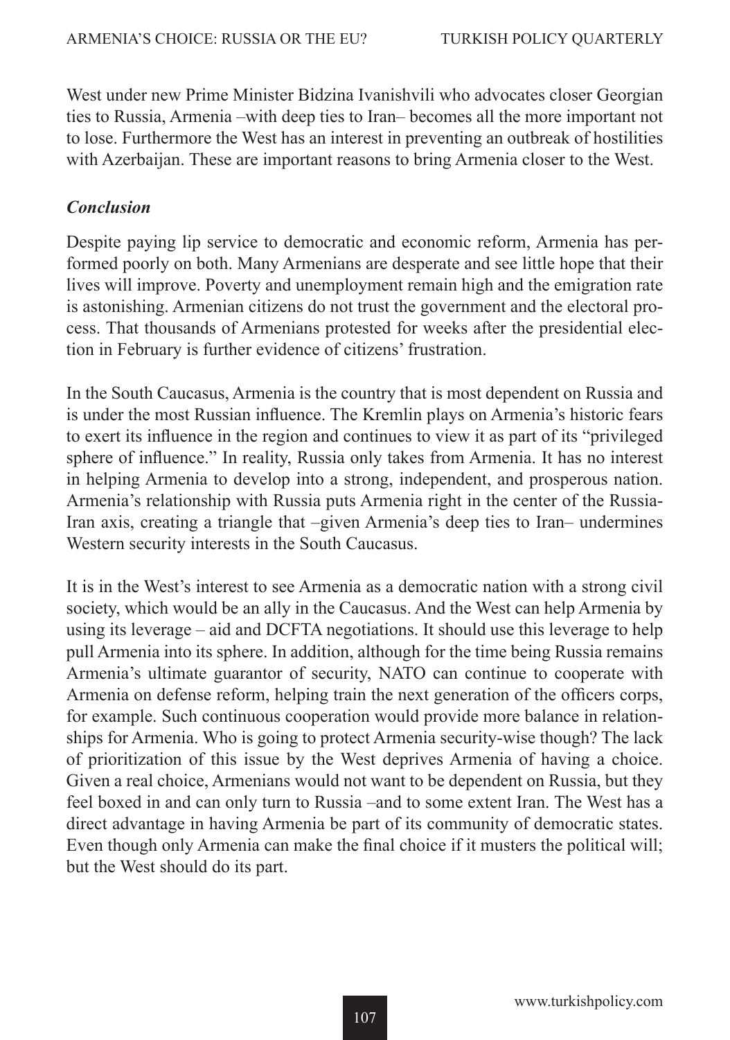West under new Prime Minister Bidzina Ivanishvili who advocates closer Georgian ties to Russia, Armenia –with deep ties to Iran– becomes all the more important not to lose. Furthermore the West has an interest in preventing an outbreak of hostilities with Azerbaijan. These are important reasons to bring Armenia closer to the West.

### *Conclusion*

Despite paying lip service to democratic and economic reform, Armenia has performed poorly on both. Many Armenians are desperate and see little hope that their lives will improve. Poverty and unemployment remain high and the emigration rate is astonishing. Armenian citizens do not trust the government and the electoral process. That thousands of Armenians protested for weeks after the presidential election in February is further evidence of citizens' frustration.

In the South Caucasus, Armenia is the country that is most dependent on Russia and is under the most Russian influence. The Kremlin plays on Armenia's historic fears to exert its influence in the region and continues to view it as part of its "privileged sphere of influence." In reality, Russia only takes from Armenia. It has no interest in helping Armenia to develop into a strong, independent, and prosperous nation. Armenia's relationship with Russia puts Armenia right in the center of the Russia-Iran axis, creating a triangle that –given Armenia's deep ties to Iran– undermines Western security interests in the South Caucasus.

It is in the West's interest to see Armenia as a democratic nation with a strong civil society, which would be an ally in the Caucasus. And the West can help Armenia by using its leverage – aid and DCFTA negotiations. It should use this leverage to help pull Armenia into its sphere. In addition, although for the time being Russia remains Armenia's ultimate guarantor of security, NATO can continue to cooperate with Armenia on defense reform, helping train the next generation of the officers corps, for example. Such continuous cooperation would provide more balance in relationships for Armenia. Who is going to protect Armenia security-wise though? The lack of prioritization of this issue by the West deprives Armenia of having a choice. Given a real choice, Armenians would not want to be dependent on Russia, but they feel boxed in and can only turn to Russia –and to some extent Iran. The West has a direct advantage in having Armenia be part of its community of democratic states. Even though only Armenia can make the final choice if it musters the political will; but the West should do its part.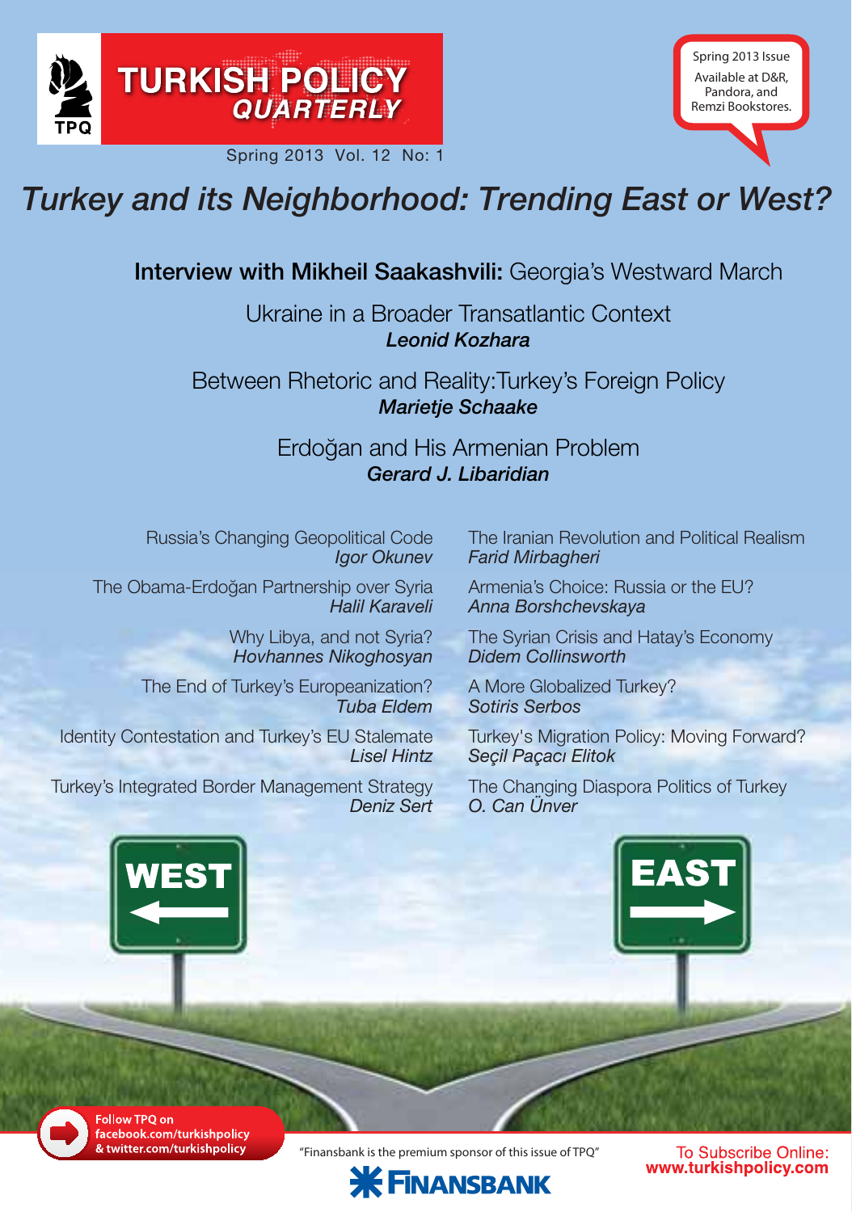# TURKISH POLICY QUARTERLY

TPQ

Spring 2013 Vol. 12 No: 1

Spring 2013 Issue
Available at D&R, Pandora, and Remzi Bookstores.

## *Turkey and its Neighborhood: Trending East or West?*

**Interview with Mikheil Saakashvili:** Georgia's Westward March

Ukraine in a Broader Transatlantic Context
***Leonid Kozhara***

Between Rhetoric and Reality: Turkey's Foreign Policy
***Marietje Schaake***

Erdoğan and His Armenian Problem
***Gerard J. Libaridian***

Russia's Changing Geopolitical Code
*Igor Okunev*

The Obama-Erdoğan Partnership over Syria
*Halil Karaveli*

Why Libya, and not Syria?
*Hovhannes Nikoghosyan*

The End of Turkey's Europeanization?
*Tuba Eldem*

Identity Contestation and Turkey's EU Stalemate
*Lisel Hintz*

Turkey's Integrated Border Management Strategy
*Deniz Sert*

The Iranian Revolution and Political Realism
*Farid Mirbagheri*

Armenia's Choice: Russia or the EU?
*Anna Borshchevskaya*

The Syrian Crisis and Hatay's Economy
*Didem Collinsworth*

A More Globalized Turkey?
*Sotiris Serbos*

Turkey's Migration Policy: Moving Forward?
*Seçil Paçacı Elitok*

The Changing Diaspora Politics of Turkey
*O. Can Ünver*

WEST

EAST

Follow TPQ on
facebook.com/turkishpolicy
& twitter.com/turkishpolicy

"Finansbank is the premium sponsor of this issue of TPQ"

FINANSBANK

To Subscribe Online:
**www.turkishpolicy.com**